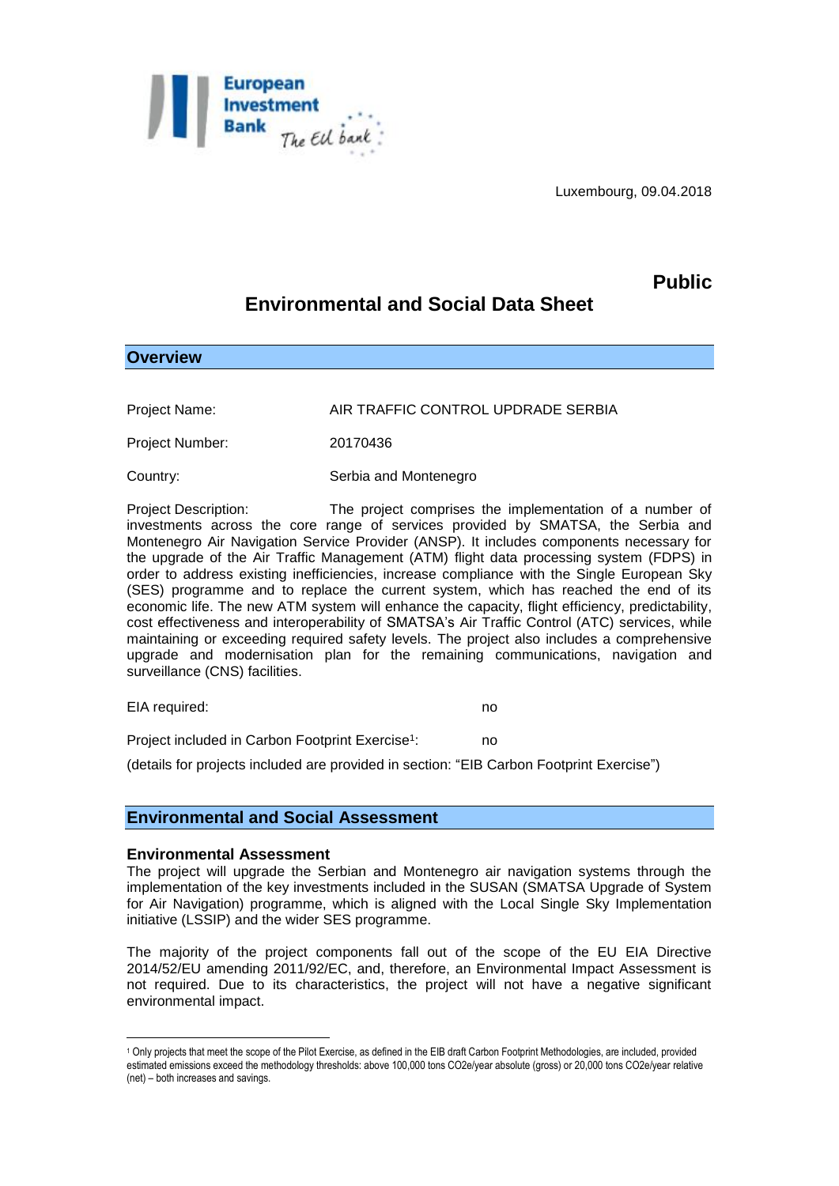Luxembourg, 09.04.2018

**Public**

# Environmental and Social Data Sheet

## Overview

Project Name: AIR TRAFFIC CONTROL UPDRADE SERBIA

Project Number: 20170436

Country: Serbia and Montenegro

Project Description: The project comprises the implementation of a number of investments across the core range of services provided by SMATSA, the Serbia and Montenegro Air Navigation Service Provider (ANSP). It includes components necessary for the upgrade of the Air Traffic Management (ATM) flight data processing system (FDPS) in order to address existing inefficiencies, increase compliance with the Single European Sky (SES) programme and to replace the current system, which has reached the end of its economic life. The new ATM system will enhance the capacity, flight efficiency, predictability, cost effectiveness and interoperability of SMATSA's Air Traffic Control (ATC) services, while maintaining or exceeding required safety levels. The project also includes a comprehensive upgrade and modernisation plan for the remaining communications, navigation and surveillance (CNS) facilities.

EIA required: no

Project included in Carbon Footprint Exercise[1]: no

(details for projects included are provided in section: "EIB Carbon Footprint Exercise")

## Environmental and Social Assessment

### Environmental Assessment

The project will upgrade the Serbian and Montenegro air navigation systems through the implementation of the key investments included in the SUSAN (SMATSA Upgrade of System for Air Navigation) programme, which is aligned with the Local Single Sky Implementation initiative (LSSIP) and the wider SES programme.

The majority of the project components fall out of the scope of the EU EIA Directive 2014/52/EU amending 2011/92/EC, and, therefore, an Environmental Impact Assessment is not required. Due to its characteristics, the project will not have a negative significant environmental impact.

[1] Only projects that meet the scope of the Pilot Exercise, as defined in the EIB draft Carbon Footprint Methodologies, are included, provided estimated emissions exceed the methodology thresholds: above 100,000 tons CO2e/year absolute (gross) or 20,000 tons CO2e/year relative (net) – both increases and savings.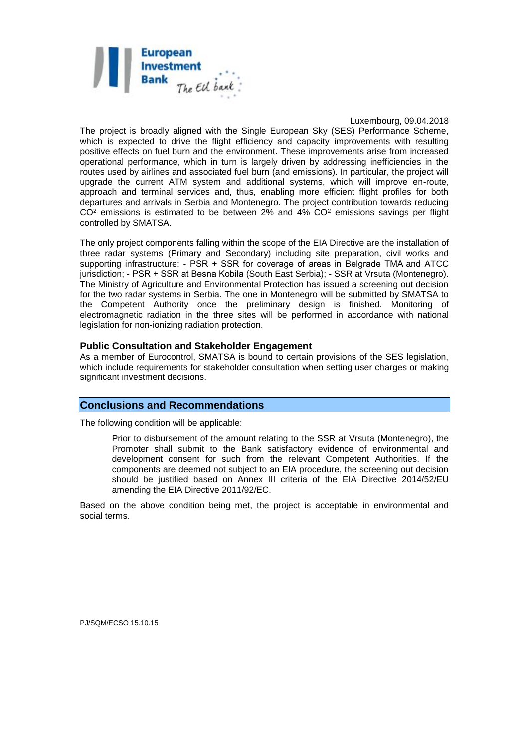Luxembourg, 09.04.2018

The project is broadly aligned with the Single European Sky (SES) Performance Scheme, which is expected to drive the flight efficiency and capacity improvements with resulting positive effects on fuel burn and the environment. These improvements arise from increased operational performance, which in turn is largely driven by addressing inefficiencies in the routes used by airlines and associated fuel burn (and emissions). In particular, the project will upgrade the current ATM system and additional systems, which will improve en-route, approach and terminal services and, thus, enabling more efficient flight profiles for both departures and arrivals in Serbia and Montenegro. The project contribution towards reducing $CO^2$ emissions is estimated to be between 2% and 4% $CO^2$ emissions savings per flight controlled by SMATSA.

The only project components falling within the scope of the EIA Directive are the installation of three radar systems (Primary and Secondary) including site preparation, civil works and supporting infrastructure: - PSR + SSR for coverage of areas in Belgrade TMA and ATCC jurisdiction; - PSR + SSR at Besna Kobila (South East Serbia); - SSR at Vrsuta (Montenegro). The Ministry of Agriculture and Environmental Protection has issued a screening out decision for the two radar systems in Serbia. The one in Montenegro will be submitted by SMATSA to the Competent Authority once the preliminary design is finished. Monitoring of electromagnetic radiation in the three sites will be performed in accordance with national legislation for non-ionizing radiation protection.

### Public Consultation and Stakeholder Engagement

As a member of Eurocontrol, SMATSA is bound to certain provisions of the SES legislation, which include requirements for stakeholder consultation when setting user charges or making significant investment decisions.

## Conclusions and Recommendations

The following condition will be applicable:

> Prior to disbursement of the amount relating to the SSR at Vrsuta (Montenegro), the Promoter shall submit to the Bank satisfactory evidence of environmental and development consent for such from the relevant Competent Authorities. If the components are deemed not subject to an EIA procedure, the screening out decision should be justified based on Annex III criteria of the EIA Directive 2014/52/EU amending the EIA Directive 2011/92/EC.

Based on the above condition being met, the project is acceptable in environmental and social terms.

PJ/SQM/ECSO 15.10.15